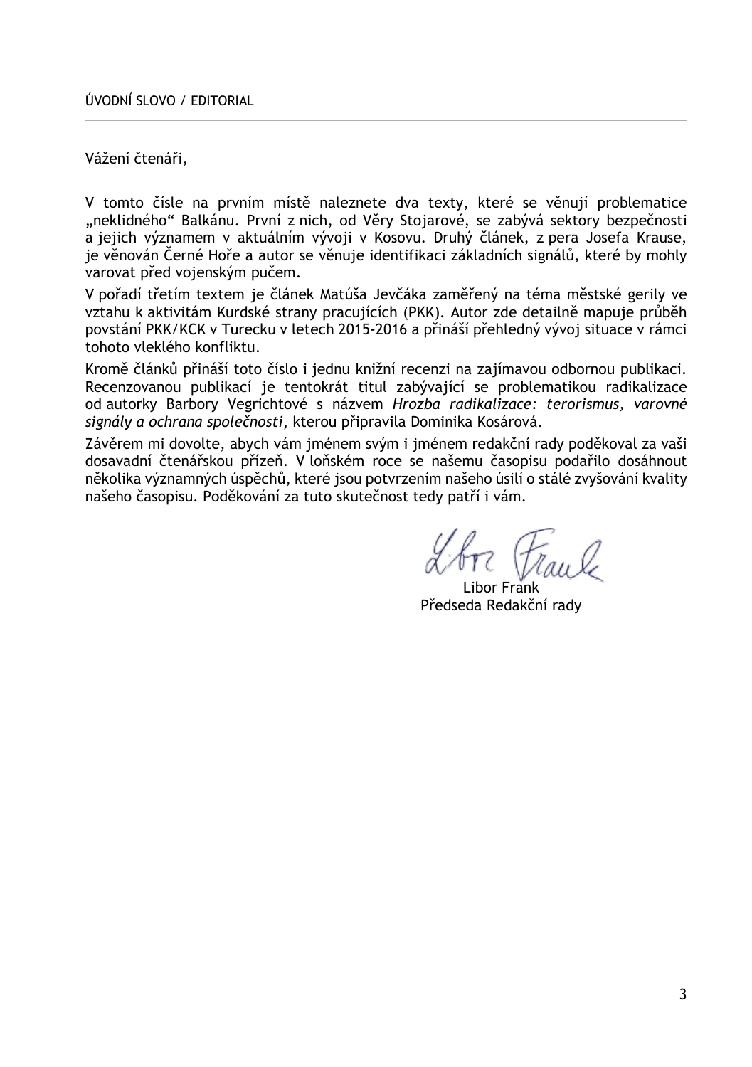ÚVODNÍ SLOVO / EDITORIAL

Vážení čtenáři,

V tomto čísle na prvním místě naleznete dva texty, které se věnují problematice „neklidného" Balkánu. První z nich, od Věry Stojarové, se zabývá sektory bezpečnosti a jejich významem v aktuálním vývoji v Kosovu. Druhý článek, z pera Josefa Krause, je věnován Černé Hoře a autor se věnuje identifikaci základních signálů, které by mohly varovat před vojenským pučem.

V pořadí třetím textem je článek Matúša Jevčáka zaměřený na téma městské gerily ve vztahu k aktivitám Kurdské strany pracujících (PKK). Autor zde detailně mapuje průběh povstání PKK/KCK v Turecku v letech 2015-2016 a přináší přehledný vývoj situace v rámci tohoto vleklého konfliktu.

Kromě článků přináší toto číslo i jednu knižní recenzi na zajímavou odbornou publikaci. Recenzovanou publikací je tentokrát titul zabývající se problematikou radikalizace od autorky Barbory Vegrichtové s názvem *Hrozba radikalizace: terorismus, varovné signály a ochrana společnosti*, kterou připravila Dominika Kosárová.

Závěrem mi dovolte, abych vám jménem svým i jménem redakční rady poděkoval za vaši dosavadní čtenářskou přízeň. V loňském roce se našemu časopisu podařilo dosáhnout několika významných úspěchů, které jsou potvrzením našeho úsilí o stálé zvyšování kvality našeho časopisu. Poděkování za tuto skutečnost tedy patří i vám.

Libor Frank
Předseda Redakční rady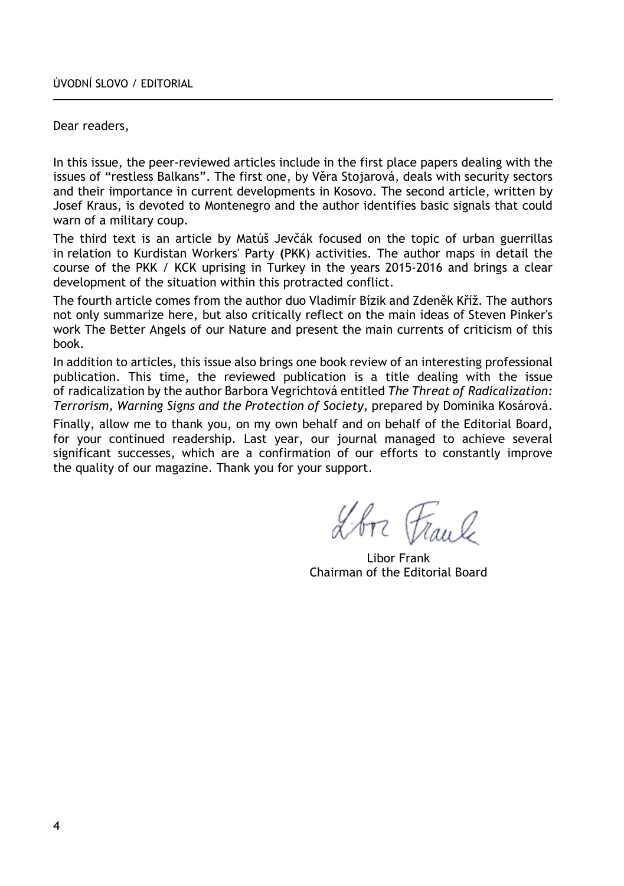ÚVODNÍ SLOVO / EDITORIAL

Dear readers,

In this issue, the peer-reviewed articles include in the first place papers dealing with the issues of "restless Balkans". The first one, by Věra Stojarová, deals with security sectors and their importance in current developments in Kosovo. The second article, written by Josef Kraus, is devoted to Montenegro and the author identifies basic signals that could warn of a military coup.

The third text is an article by Matúš Jevčák focused on the topic of urban guerrillas in relation to Kurdistan Workers' Party (PKK) activities. The author maps in detail the course of the PKK / KCK uprising in Turkey in the years 2015-2016 and brings a clear development of the situation within this protracted conflict.

The fourth article comes from the author duo Vladimír Bízik and Zdeněk Kříž. The authors not only summarize here, but also critically reflect on the main ideas of Steven Pinker's work The Better Angels of our Nature and present the main currents of criticism of this book.

In addition to articles, this issue also brings one book review of an interesting professional publication. This time, the reviewed publication is a title dealing with the issue of radicalization by the author Barbora Vegrichtová entitled *The Threat of Radicalization: Terrorism, Warning Signs and the Protection of Society*, prepared by Dominika Kosárová.

Finally, allow me to thank you, on my own behalf and on behalf of the Editorial Board, for your continued readership. Last year, our journal managed to achieve several significant successes, which are a confirmation of our efforts to constantly improve the quality of our magazine. Thank you for your support.

Libor Frank
Chairman of the Editorial Board